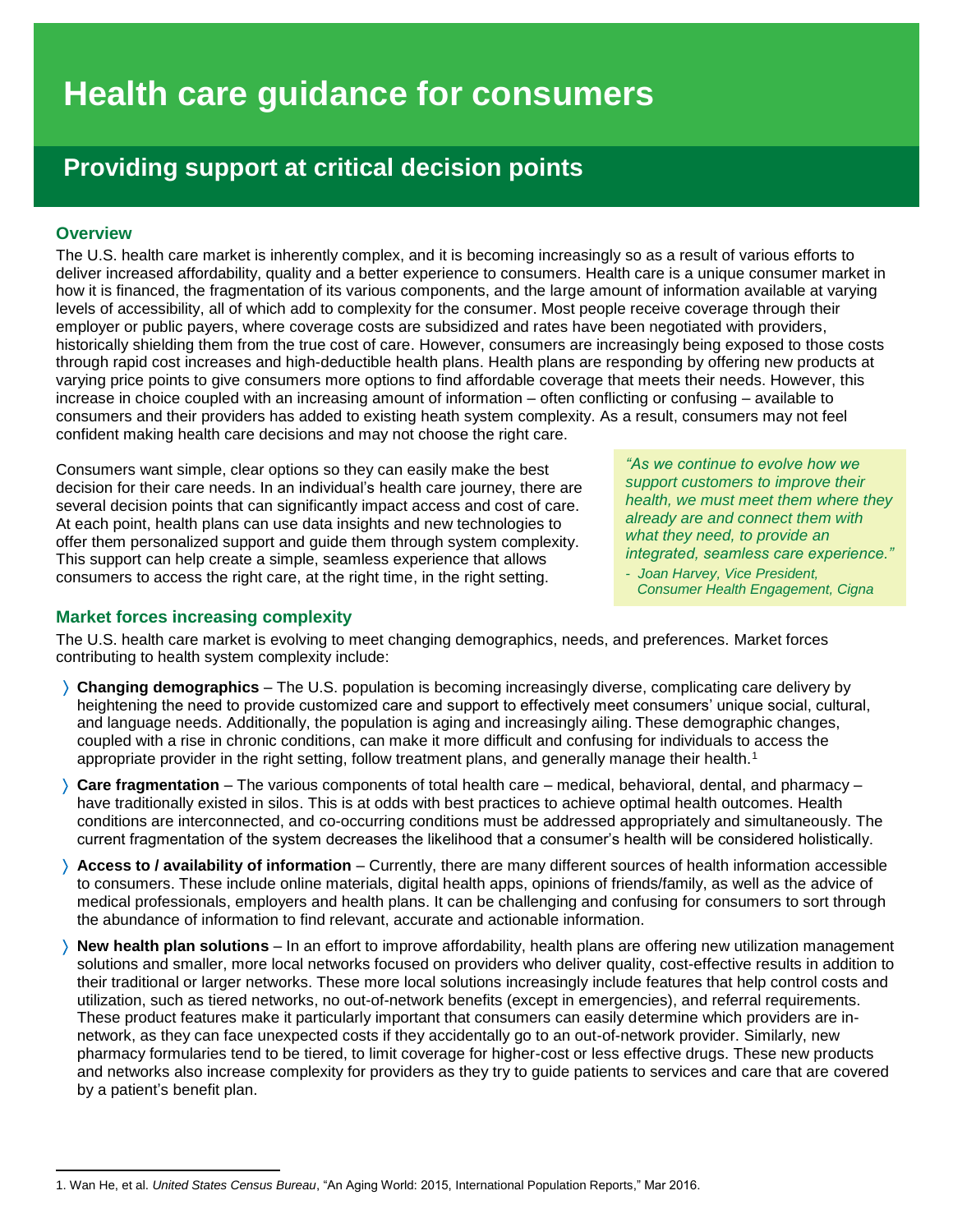# Health care guidance for consumers

## Providing support at critical decision points

### Overview

The U.S. health care market is inherently complex, and it is becoming increasingly so as a result of various efforts to deliver increased affordability, quality and a better experience to consumers. Health care is a unique consumer market in how it is financed, the fragmentation of its various components, and the large amount of information available at varying levels of accessibility, all of which add to complexity for the consumer. Most people receive coverage through their employer or public payers, where coverage costs are subsidized and rates have been negotiated with providers, historically shielding them from the true cost of care. However, consumers are increasingly being exposed to those costs through rapid cost increases and high-deductible health plans. Health plans are responding by offering new products at varying price points to give consumers more options to find affordable coverage that meets their needs. However, this increase in choice coupled with an increasing amount of information – often conflicting or confusing – available to consumers and their providers has added to existing heath system complexity. As a result, consumers may not feel confident making health care decisions and may not choose the right care.

Consumers want simple, clear options so they can easily make the best decision for their care needs. In an individual's health care journey, there are several decision points that can significantly impact access and cost of care. At each point, health plans can use data insights and new technologies to offer them personalized support and guide them through system complexity. This support can help create a simple, seamless experience that allows consumers to access the right care, at the right time, in the right setting.

> *"As we continue to evolve how we support customers to improve their health, we must meet them where they already are and connect them with what they need, to provide an integrated, seamless care experience."*
>
> *- Joan Harvey, Vice President, Consumer Health Engagement, Cigna*

### Market forces increasing complexity

The U.S. health care market is evolving to meet changing demographics, needs, and preferences. Market forces contributing to health system complexity include:

- **Changing demographics** – The U.S. population is becoming increasingly diverse, complicating care delivery by heightening the need to provide customized care and support to effectively meet consumers' unique social, cultural, and language needs. Additionally, the population is aging and increasingly ailing. These demographic changes, coupled with a rise in chronic conditions, can make it more difficult and confusing for individuals to access the appropriate provider in the right setting, follow treatment plans, and generally manage their health.[1]
- **Care fragmentation** – The various components of total health care – medical, behavioral, dental, and pharmacy – have traditionally existed in silos. This is at odds with best practices to achieve optimal health outcomes. Health conditions are interconnected, and co-occurring conditions must be addressed appropriately and simultaneously. The current fragmentation of the system decreases the likelihood that a consumer's health will be considered holistically.
- **Access to / availability of information** – Currently, there are many different sources of health information accessible to consumers. These include online materials, digital health apps, opinions of friends/family, as well as the advice of medical professionals, employers and health plans. It can be challenging and confusing for consumers to sort through the abundance of information to find relevant, accurate and actionable information.
- **New health plan solutions** – In an effort to improve affordability, health plans are offering new utilization management solutions and smaller, more local networks focused on providers who deliver quality, cost-effective results in addition to their traditional or larger networks. These more local solutions increasingly include features that help control costs and utilization, such as tiered networks, no out-of-network benefits (except in emergencies), and referral requirements. These product features make it particularly important that consumers can easily determine which providers are in-network, as they can face unexpected costs if they accidentally go to an out-of-network provider. Similarly, new pharmacy formularies tend to be tiered, to limit coverage for higher-cost or less effective drugs. These new products and networks also increase complexity for providers as they try to guide patients to services and care that are covered by a patient's benefit plan.

---

1. Wan He, et al. *United States Census Bureau*, "An Aging World: 2015, International Population Reports," Mar 2016.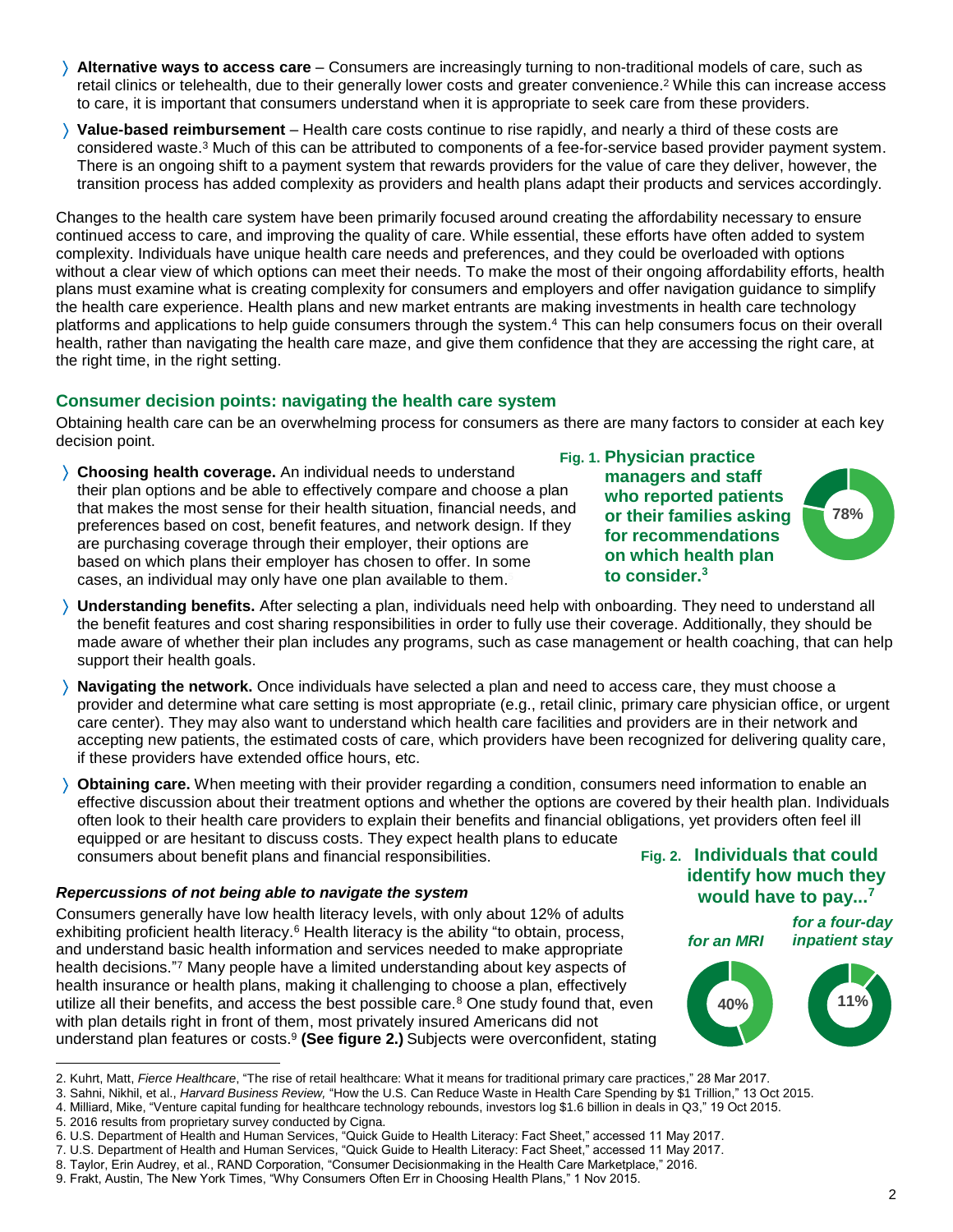- **Alternative ways to access care** – Consumers are increasingly turning to non-traditional models of care, such as retail clinics or telehealth, due to their generally lower costs and greater convenience.[2] While this can increase access to care, it is important that consumers understand when it is appropriate to seek care from these providers.
- **Value-based reimbursement** – Health care costs continue to rise rapidly, and nearly a third of these costs are considered waste.[3] Much of this can be attributed to components of a fee-for-service based provider payment system. There is an ongoing shift to a payment system that rewards providers for the value of care they deliver, however, the transition process has added complexity as providers and health plans adapt their products and services accordingly.

Changes to the health care system have been primarily focused around creating the affordability necessary to ensure continued access to care, and improving the quality of care. While essential, these efforts have often added to system complexity. Individuals have unique health care needs and preferences, and they could be overloaded with options without a clear view of which options can meet their needs. To make the most of their ongoing affordability efforts, health plans must examine what is creating complexity for consumers and employers and offer navigation guidance to simplify the health care experience. Health plans and new market entrants are making investments in health care technology platforms and applications to help guide consumers through the system.[4] This can help consumers focus on their overall health, rather than navigating the health care maze, and give them confidence that they are accessing the right care, at the right time, in the right setting.

## Consumer decision points: navigating the health care system

Obtaining health care can be an overwhelming process for consumers as there are many factors to consider at each key decision point.

- **Choosing health coverage.** An individual needs to understand their plan options and be able to effectively compare and choose a plan that makes the most sense for their health situation, financial needs, and preferences based on cost, benefit features, and network design. If they are purchasing coverage through their employer, their options are based on which plans their employer has chosen to offer. In some cases, an individual may only have one plan available to them.

**Fig. 1. Physician practice managers and staff who reported patients or their families asking for recommendations on which health plan to consider.[3]**

78%

- **Understanding benefits.** After selecting a plan, individuals need help with onboarding. They need to understand all the benefit features and cost sharing responsibilities in order to fully use their coverage. Additionally, they should be made aware of whether their plan includes any programs, such as case management or health coaching, that can help support their health goals.
- **Navigating the network.** Once individuals have selected a plan and need to access care, they must choose a provider and determine what care setting is most appropriate (e.g., retail clinic, primary care physician office, or urgent care center). They may also want to understand which health care facilities and providers are in their network and accepting new patients, the estimated costs of care, which providers have been recognized for delivering quality care, if these providers have extended office hours, etc.
- **Obtaining care.** When meeting with their provider regarding a condition, consumers need information to enable an effective discussion about their treatment options and whether the options are covered by their health plan. Individuals often look to their health care providers to explain their benefits and financial obligations, yet providers often feel ill equipped or are hesitant to discuss costs. They expect health plans to educate consumers about benefit plans and financial responsibilities.

### *Repercussions of not being able to navigate the system*

Consumers generally have low health literacy levels, with only about 12% of adults exhibiting proficient health literacy.[6] Health literacy is the ability "to obtain, process, and understand basic health information and services needed to make appropriate health decisions."[7] Many people have a limited understanding about key aspects of health insurance or health plans, making it challenging to choose a plan, effectively utilize all their benefits, and access the best possible care.[8] One study found that, even with plan details right in front of them, most privately insured Americans did not understand plan features or costs.[9] **(See figure 2.)** Subjects were overconfident, stating

**Fig. 2. Individuals that could identify how much they would have to pay...[7]**

*for an MRI*: 40%

*for a four-day inpatient stay*: 11%

---

2. Kuhrt, Matt, *Fierce Healthcare*, "The rise of retail healthcare: What it means for traditional primary care practices," 28 Mar 2017.
3. Sahni, Nikhil, et al., *Harvard Business Review,* "How the U.S. Can Reduce Waste in Health Care Spending by $1 Trillion," 13 Oct 2015.
4. Milliard, Mike, "Venture capital funding for healthcare technology rebounds, investors log $1.6 billion in deals in Q3," 19 Oct 2015.
5. 2016 results from proprietary survey conducted by Cigna.
6. U.S. Department of Health and Human Services, "Quick Guide to Health Literacy: Fact Sheet," accessed 11 May 2017.
7. U.S. Department of Health and Human Services, "Quick Guide to Health Literacy: Fact Sheet," accessed 11 May 2017.
8. Taylor, Erin Audrey, et al., RAND Corporation, "Consumer Decisionmaking in the Health Care Marketplace," 2016.
9. Frakt, Austin, The New York Times, "Why Consumers Often Err in Choosing Health Plans," 1 Nov 2015.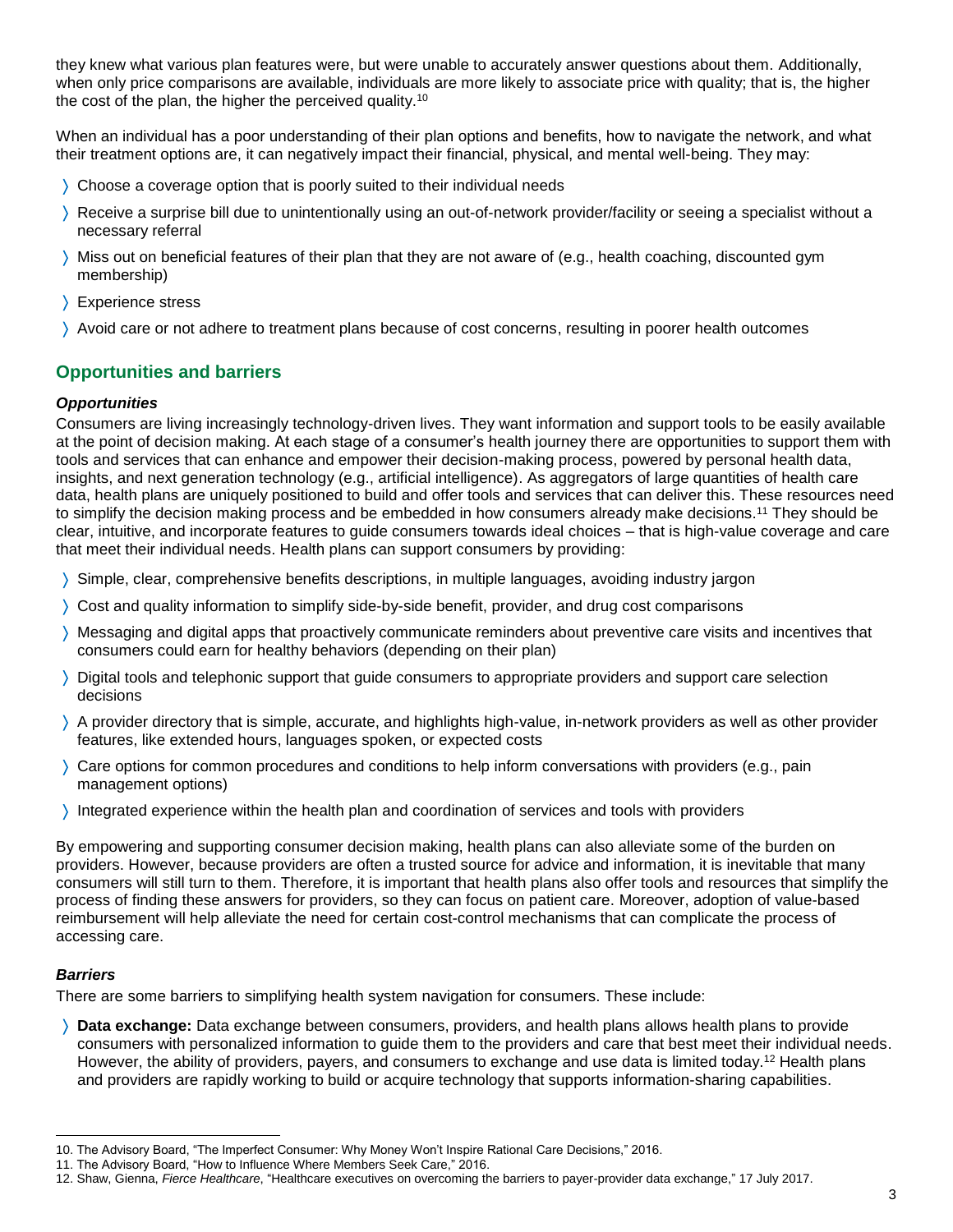they knew what various plan features were, but were unable to accurately answer questions about them. Additionally, when only price comparisons are available, individuals are more likely to associate price with quality; that is, the higher the cost of the plan, the higher the perceived quality.[10]

When an individual has a poor understanding of their plan options and benefits, how to navigate the network, and what their treatment options are, it can negatively impact their financial, physical, and mental well-being. They may:

- Choose a coverage option that is poorly suited to their individual needs
- Receive a surprise bill due to unintentionally using an out-of-network provider/facility or seeing a specialist without a necessary referral
- Miss out on beneficial features of their plan that they are not aware of (e.g., health coaching, discounted gym membership)
- Experience stress
- Avoid care or not adhere to treatment plans because of cost concerns, resulting in poorer health outcomes

## Opportunities and barriers

### *Opportunities*

Consumers are living increasingly technology-driven lives. They want information and support tools to be easily available at the point of decision making. At each stage of a consumer's health journey there are opportunities to support them with tools and services that can enhance and empower their decision-making process, powered by personal health data, insights, and next generation technology (e.g., artificial intelligence). As aggregators of large quantities of health care data, health plans are uniquely positioned to build and offer tools and services that can deliver this. These resources need to simplify the decision making process and be embedded in how consumers already make decisions.[11] They should be clear, intuitive, and incorporate features to guide consumers towards ideal choices – that is high-value coverage and care that meet their individual needs. Health plans can support consumers by providing:

- Simple, clear, comprehensive benefits descriptions, in multiple languages, avoiding industry jargon
- Cost and quality information to simplify side-by-side benefit, provider, and drug cost comparisons
- Messaging and digital apps that proactively communicate reminders about preventive care visits and incentives that consumers could earn for healthy behaviors (depending on their plan)
- Digital tools and telephonic support that guide consumers to appropriate providers and support care selection decisions
- A provider directory that is simple, accurate, and highlights high-value, in-network providers as well as other provider features, like extended hours, languages spoken, or expected costs
- Care options for common procedures and conditions to help inform conversations with providers (e.g., pain management options)
- Integrated experience within the health plan and coordination of services and tools with providers

By empowering and supporting consumer decision making, health plans can also alleviate some of the burden on providers. However, because providers are often a trusted source for advice and information, it is inevitable that many consumers will still turn to them. Therefore, it is important that health plans also offer tools and resources that simplify the process of finding these answers for providers, so they can focus on patient care. Moreover, adoption of value-based reimbursement will help alleviate the need for certain cost-control mechanisms that can complicate the process of accessing care.

### *Barriers*

There are some barriers to simplifying health system navigation for consumers. These include:

- **Data exchange:** Data exchange between consumers, providers, and health plans allows health plans to provide consumers with personalized information to guide them to the providers and care that best meet their individual needs. However, the ability of providers, payers, and consumers to exchange and use data is limited today.[12] Health plans and providers are rapidly working to build or acquire technology that supports information-sharing capabilities.

---

10. The Advisory Board, "The Imperfect Consumer: Why Money Won't Inspire Rational Care Decisions," 2016.
11. The Advisory Board, "How to Influence Where Members Seek Care," 2016.
12. Shaw, Gienna, *Fierce Healthcare*, "Healthcare executives on overcoming the barriers to payer-provider data exchange," 17 July 2017.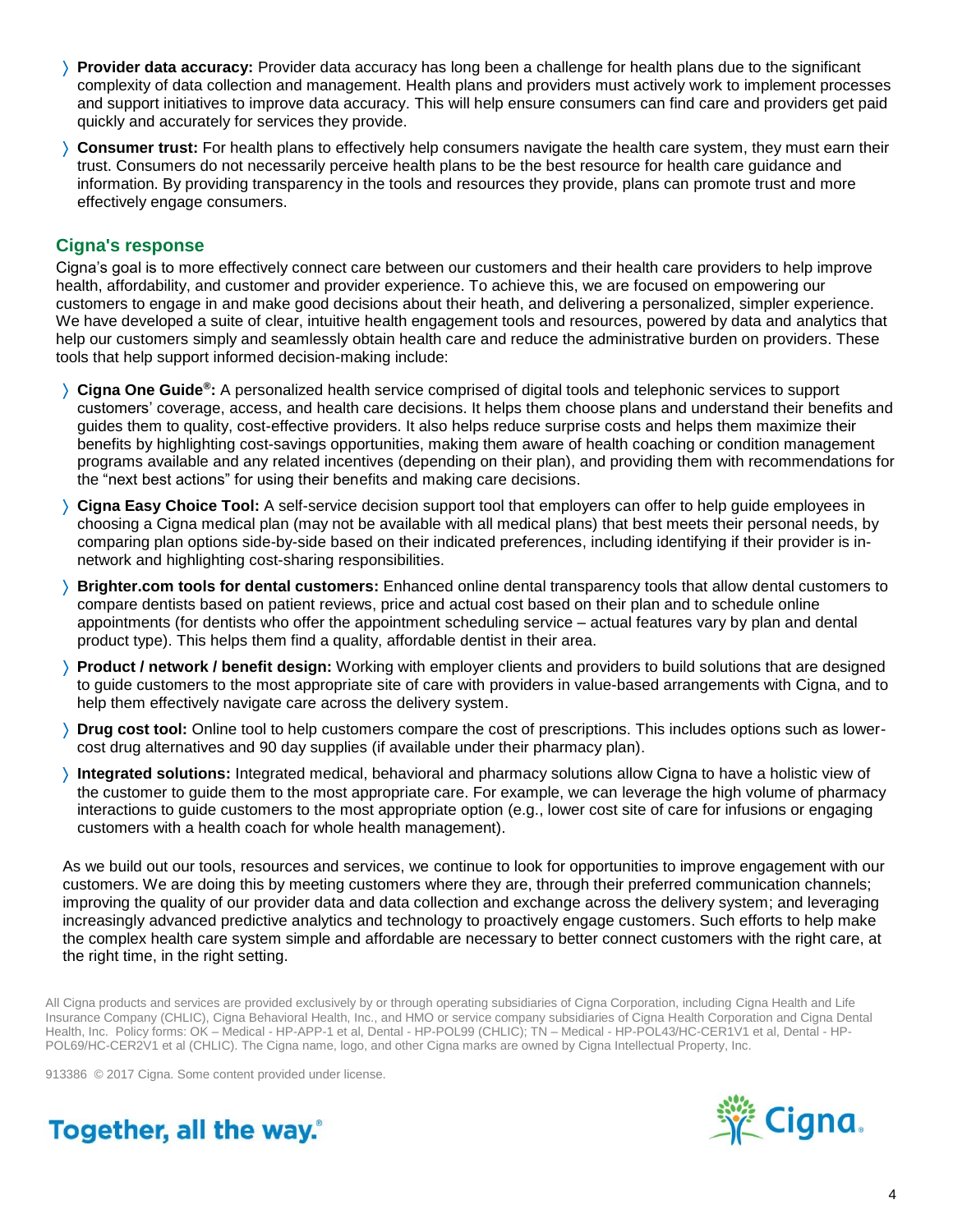- **Provider data accuracy:** Provider data accuracy has long been a challenge for health plans due to the significant complexity of data collection and management. Health plans and providers must actively work to implement processes and support initiatives to improve data accuracy. This will help ensure consumers can find care and providers get paid quickly and accurately for services they provide.
- **Consumer trust:** For health plans to effectively help consumers navigate the health care system, they must earn their trust. Consumers do not necessarily perceive health plans to be the best resource for health care guidance and information. By providing transparency in the tools and resources they provide, plans can promote trust and more effectively engage consumers.

## Cigna's response

Cigna's goal is to more effectively connect care between our customers and their health care providers to help improve health, affordability, and customer and provider experience. To achieve this, we are focused on empowering our customers to engage in and make good decisions about their heath, and delivering a personalized, simpler experience. We have developed a suite of clear, intuitive health engagement tools and resources, powered by data and analytics that help our customers simply and seamlessly obtain health care and reduce the administrative burden on providers. These tools that help support informed decision-making include:

- **Cigna One Guide®:** A personalized health service comprised of digital tools and telephonic services to support customers' coverage, access, and health care decisions. It helps them choose plans and understand their benefits and guides them to quality, cost-effective providers. It also helps reduce surprise costs and helps them maximize their benefits by highlighting cost-savings opportunities, making them aware of health coaching or condition management programs available and any related incentives (depending on their plan), and providing them with recommendations for the "next best actions" for using their benefits and making care decisions.
- **Cigna Easy Choice Tool:** A self-service decision support tool that employers can offer to help guide employees in choosing a Cigna medical plan (may not be available with all medical plans) that best meets their personal needs, by comparing plan options side-by-side based on their indicated preferences, including identifying if their provider is in-network and highlighting cost-sharing responsibilities.
- **Brighter.com tools for dental customers:** Enhanced online dental transparency tools that allow dental customers to compare dentists based on patient reviews, price and actual cost based on their plan and to schedule online appointments (for dentists who offer the appointment scheduling service – actual features vary by plan and dental product type). This helps them find a quality, affordable dentist in their area.
- **Product / network / benefit design:** Working with employer clients and providers to build solutions that are designed to guide customers to the most appropriate site of care with providers in value-based arrangements with Cigna, and to help them effectively navigate care across the delivery system.
- **Drug cost tool:** Online tool to help customers compare the cost of prescriptions. This includes options such as lower-cost drug alternatives and 90 day supplies (if available under their pharmacy plan).
- **Integrated solutions:** Integrated medical, behavioral and pharmacy solutions allow Cigna to have a holistic view of the customer to guide them to the most appropriate care. For example, we can leverage the high volume of pharmacy interactions to guide customers to the most appropriate option (e.g., lower cost site of care for infusions or engaging customers with a health coach for whole health management).

As we build out our tools, resources and services, we continue to look for opportunities to improve engagement with our customers. We are doing this by meeting customers where they are, through their preferred communication channels; improving the quality of our provider data and data collection and exchange across the delivery system; and leveraging increasingly advanced predictive analytics and technology to proactively engage customers. Such efforts to help make the complex health care system simple and affordable are necessary to better connect customers with the right care, at the right time, in the right setting.

All Cigna products and services are provided exclusively by or through operating subsidiaries of Cigna Corporation, including Cigna Health and Life Insurance Company (CHLIC), Cigna Behavioral Health, Inc., and HMO or service company subsidiaries of Cigna Health Corporation and Cigna Dental Health, Inc. Policy forms: OK – Medical - HP-APP-1 et al, Dental - HP-POL99 (CHLIC); TN – Medical - HP-POL43/HC-CER1V1 et al, Dental - HP-POL69/HC-CER2V1 et al (CHLIC). The Cigna name, logo, and other Cigna marks are owned by Cigna Intellectual Property, Inc.

913386 © 2017 Cigna. Some content provided under license.

Together, all the way.®

Cigna.